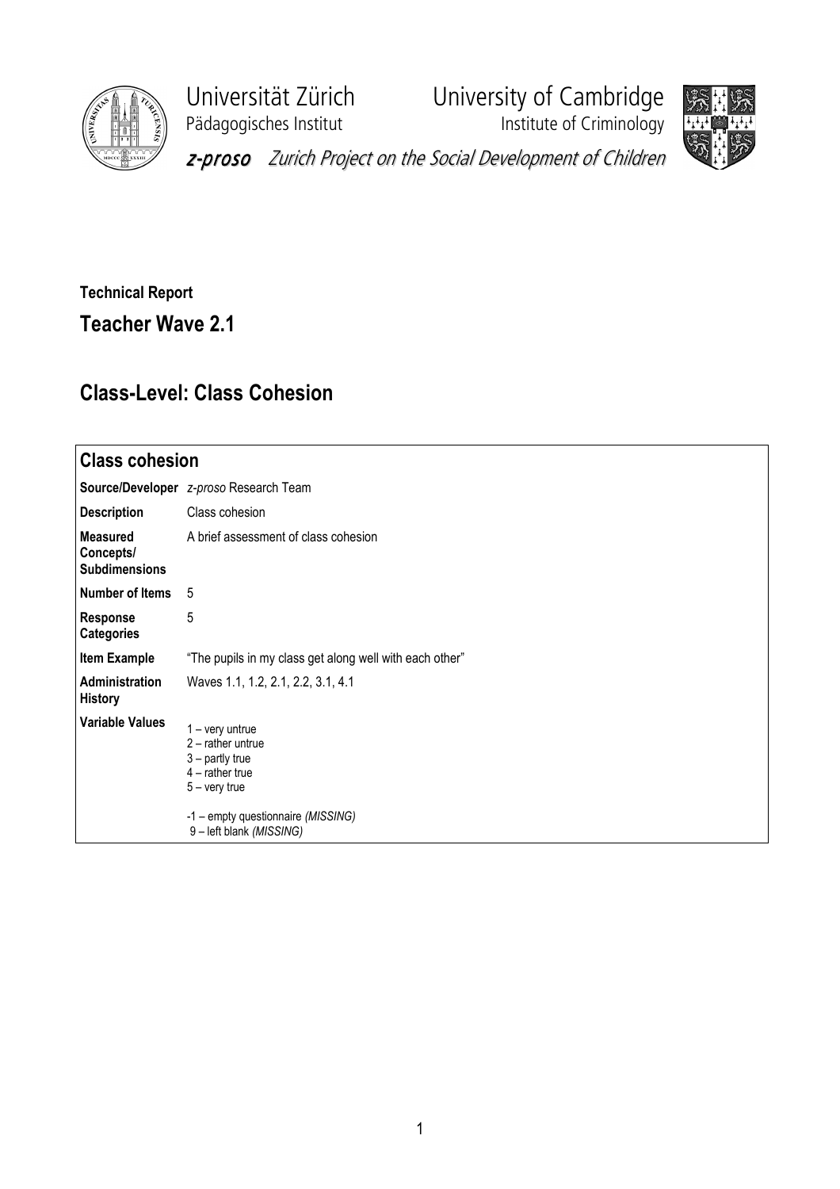Universität Zürich
Pädagogisches Institut

University of Cambridge
Institute of Criminology

*z-proso* *Zurich Project on the Social Development of Children*

**Technical Report**

## Teacher Wave 2.1

## Class-Level: Class Cohesion

| **Class cohesion** | |
|---|---|
| **Source/Developer** | *z-proso* Research Team |
| **Description** | Class cohesion |
| **Measured Concepts/ Subdimensions** | A brief assessment of class cohesion |
| **Number of Items** | 5 |
| **Response Categories** | 5 |
| **Item Example** | "The pupils in my class get along well with each other" |
| **Administration History** | Waves 1.1, 1.2, 2.1, 2.2, 3.1, 4.1 |
| **Variable Values** | 1 – very untrue<br>2 – rather untrue<br>3 – partly true<br>4 – rather true<br>5 – very true<br><br>-1 – empty questionnaire *(MISSING)*<br>9 – left blank *(MISSING)* |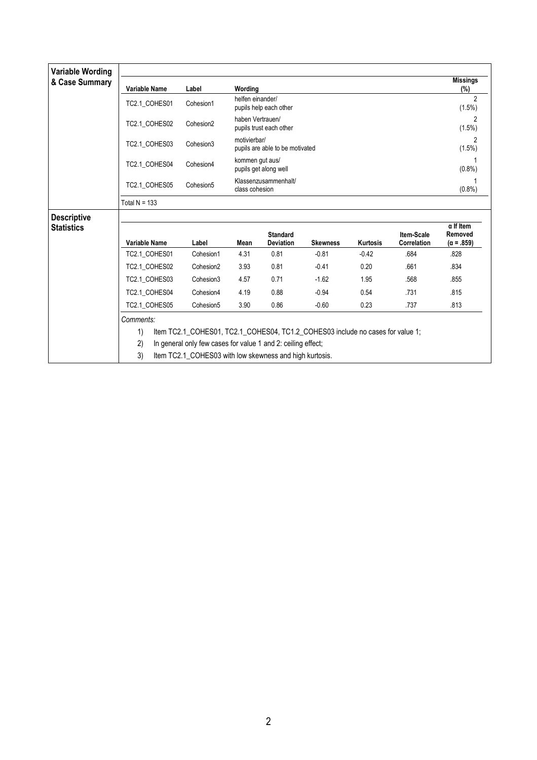## Variable Wording & Case Summary

| Variable Name | Label | Wording | Missings (%) |
|---|---|---|---|
| TC2.1_COHES01 | Cohesion1 | helfen einander/ pupils help each other | 2 (1.5%) |
| TC2.1_COHES02 | Cohesion2 | haben Vertrauen/ pupils trust each other | 2 (1.5%) |
| TC2.1_COHES03 | Cohesion3 | motivierbar/ pupils are able to be motivated | 2 (1.5%) |
| TC2.1_COHES04 | Cohesion4 | kommen gut aus/ pupils get along well | 1 (0.8%) |
| TC2.1_COHES05 | Cohesion5 | Klassenzusammenhalt/ class cohesion | 1 (0.8%) |

Total N = 133

## Descriptive Statistics

| Variable Name | Label | Mean | Standard Deviation | Skewness | Kurtosis | Item-Scale Correlation | α If Item Removed (α = .859) |
|---|---|---|---|---|---|---|---|
| TC2.1_COHES01 | Cohesion1 | 4.31 | 0.81 | -0.81 | -0.42 | .684 | .828 |
| TC2.1_COHES02 | Cohesion2 | 3.93 | 0.81 | -0.41 | 0.20 | .661 | .834 |
| TC2.1_COHES03 | Cohesion3 | 4.57 | 0.71 | -1.62 | 1.95 | .568 | .855 |
| TC2.1_COHES04 | Cohesion4 | 4.19 | 0.88 | -0.94 | 0.54 | .731 | .815 |
| TC2.1_COHES05 | Cohesion5 | 3.90 | 0.86 | -0.60 | 0.23 | .737 | .813 |

*Comments:*

1) Item TC2.1_COHES01, TC2.1_COHES04, TC1.2_COHES03 include no cases for value 1;
2) In general only few cases for value 1 and 2: ceiling effect;
3) Item TC2.1_COHES03 with low skewness and high kurtosis.